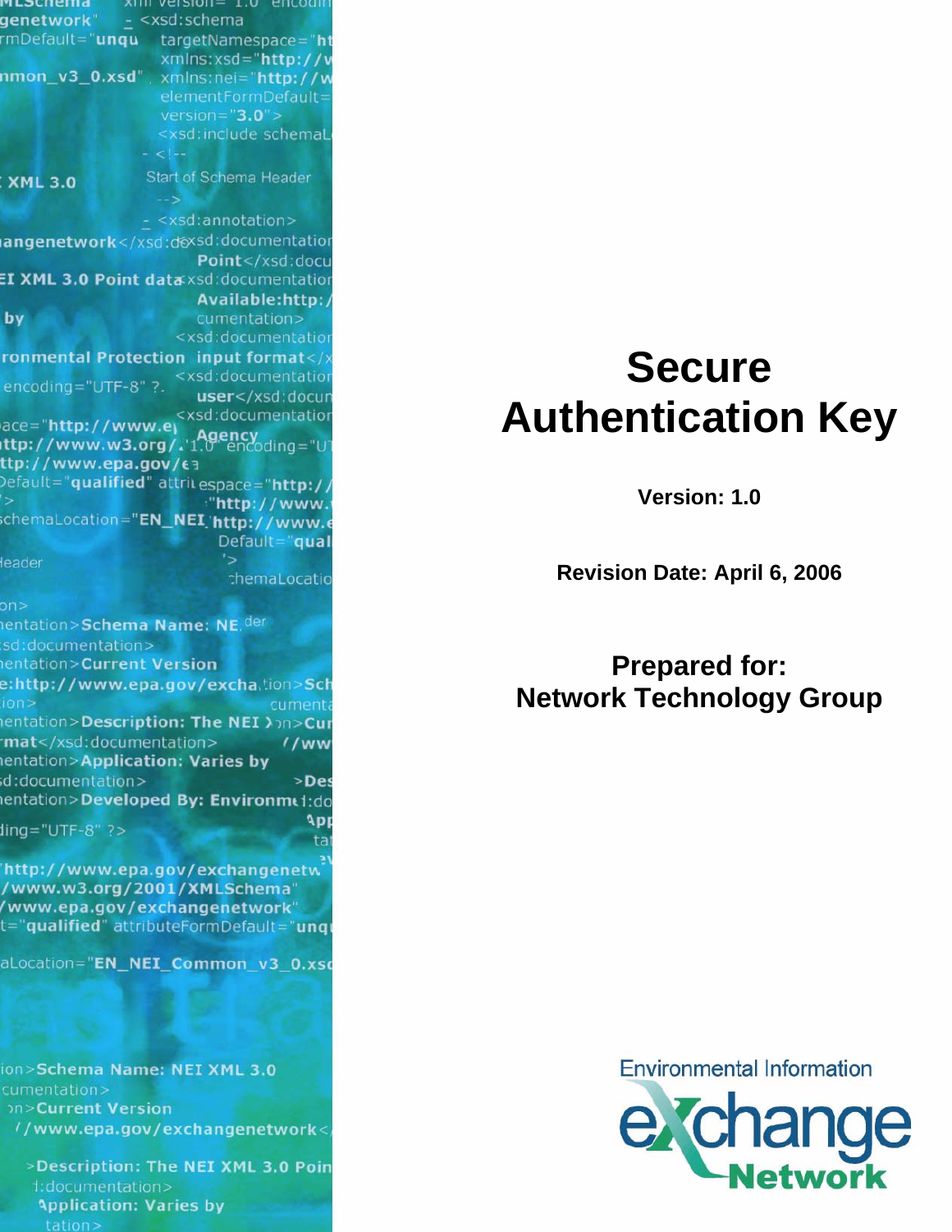# Secure Authentication Key

**Version: 1.0**

**Revision Date: April 6, 2006**

## Prepared for: Network Technology Group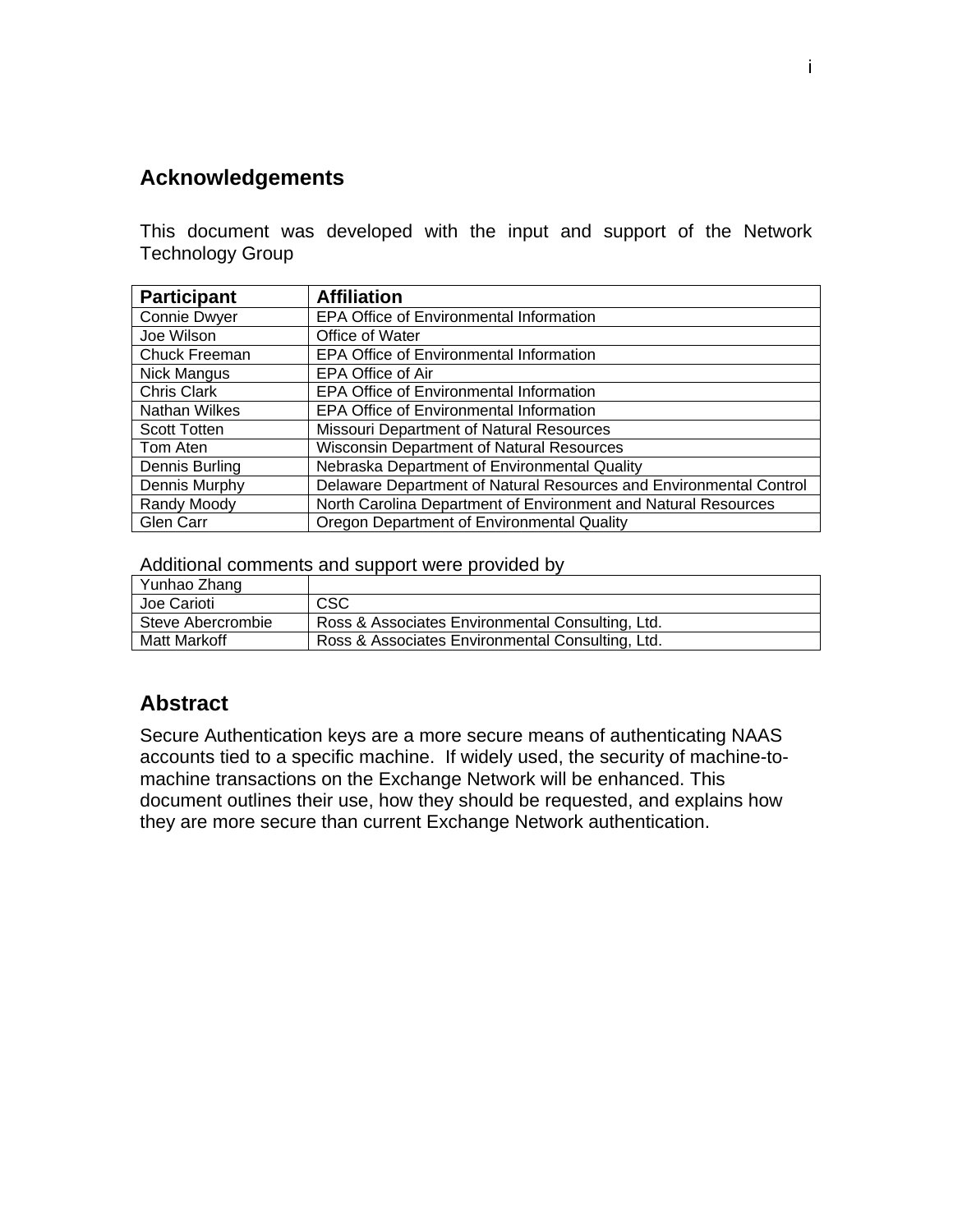## Acknowledgements

This document was developed with the input and support of the Network Technology Group

| Participant | Affiliation |
| --- | --- |
| Connie Dwyer | EPA Office of Environmental Information |
| Joe Wilson | Office of Water |
| Chuck Freeman | EPA Office of Environmental Information |
| Nick Mangus | EPA Office of Air |
| Chris Clark | EPA Office of Environmental Information |
| Nathan Wilkes | EPA Office of Environmental Information |
| Scott Totten | Missouri Department of Natural Resources |
| Tom Aten | Wisconsin Department of Natural Resources |
| Dennis Burling | Nebraska Department of Environmental Quality |
| Dennis Murphy | Delaware Department of Natural Resources and Environmental Control |
| Randy Moody | North Carolina Department of Environment and Natural Resources |
| Glen Carr | Oregon Department of Environmental Quality |

Additional comments and support were provided by

| | |
| --- | --- |
| Yunhao Zhang | |
| Joe Carioti | CSC |
| Steve Abercrombie | Ross & Associates Environmental Consulting, Ltd. |
| Matt Markoff | Ross & Associates Environmental Consulting, Ltd. |

## Abstract

Secure Authentication keys are a more secure means of authenticating NAAS accounts tied to a specific machine. If widely used, the security of machine-to-machine transactions on the Exchange Network will be enhanced. This document outlines their use, how they should be requested, and explains how they are more secure than current Exchange Network authentication.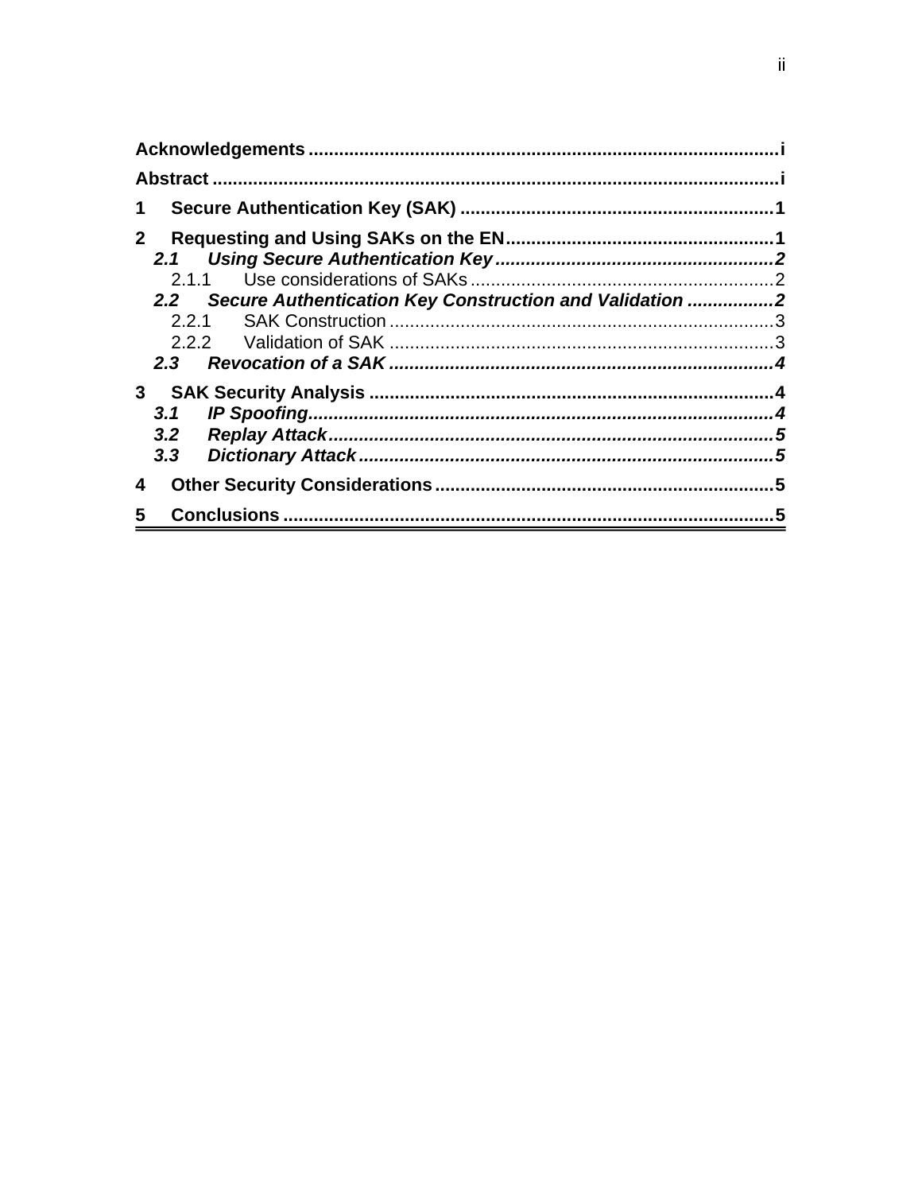**Acknowledgements** .......................................................................................... **i**

**Abstract** .......................................................................................................... **i**

**1 Secure Authentication Key (SAK)** ............................................................ **1**

**2 Requesting and Using SAKs on the EN** ................................................... **1**

***2.1 Using Secure Authentication Key*** ...................................................... ***2***

2.1.1 Use considerations of SAKs ........................................................... 2

***2.2 Secure Authentication Key Construction and Validation*** ................ ***2***

2.2.1 SAK Construction ........................................................................... 3

2.2.2 Validation of SAK ........................................................................... 3

***2.3 Revocation of a SAK*** .......................................................................... ***4***

**3 SAK Security Analysis** .............................................................................. **4**

***3.1 IP Spoofing*** ........................................................................................ ***4***

***3.2 Replay Attack*** .................................................................................... ***5***

***3.3 Dictionary Attack*** ............................................................................... ***5***

**4 Other Security Considerations** ................................................................. **5**

**5 Conclusions** .............................................................................................. **5**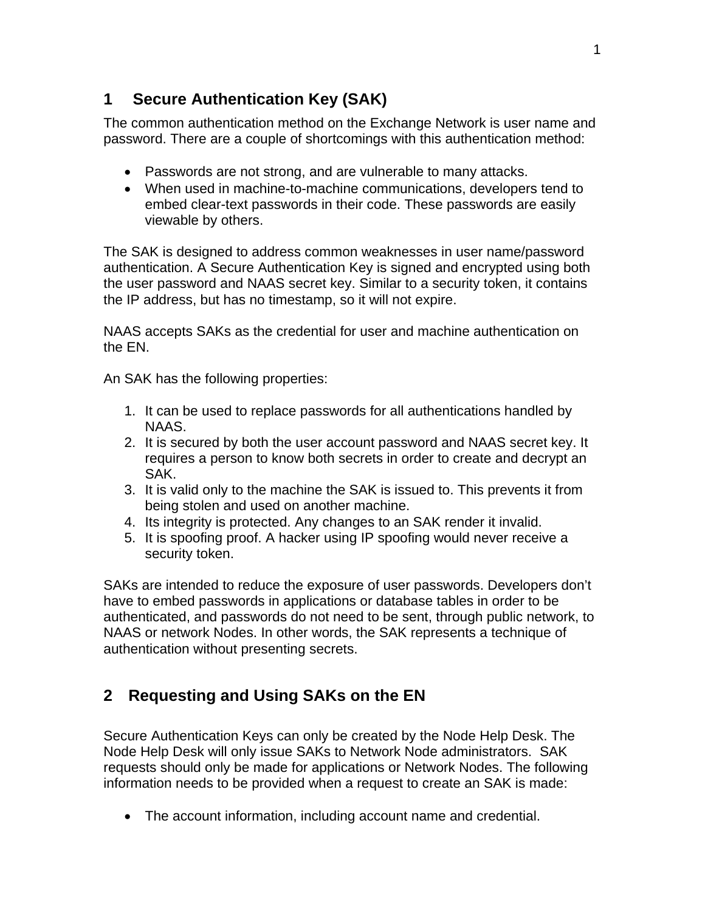# 1 Secure Authentication Key (SAK)

The common authentication method on the Exchange Network is user name and password. There are a couple of shortcomings with this authentication method:

- Passwords are not strong, and are vulnerable to many attacks.
- When used in machine-to-machine communications, developers tend to embed clear-text passwords in their code. These passwords are easily viewable by others.

The SAK is designed to address common weaknesses in user name/password authentication. A Secure Authentication Key is signed and encrypted using both the user password and NAAS secret key. Similar to a security token, it contains the IP address, but has no timestamp, so it will not expire.

NAAS accepts SAKs as the credential for user and machine authentication on the EN.

An SAK has the following properties:

1. It can be used to replace passwords for all authentications handled by NAAS.
2. It is secured by both the user account password and NAAS secret key. It requires a person to know both secrets in order to create and decrypt an SAK.
3. It is valid only to the machine the SAK is issued to. This prevents it from being stolen and used on another machine.
4. Its integrity is protected. Any changes to an SAK render it invalid.
5. It is spoofing proof. A hacker using IP spoofing would never receive a security token.

SAKs are intended to reduce the exposure of user passwords. Developers don't have to embed passwords in applications or database tables in order to be authenticated, and passwords do not need to be sent, through public network, to NAAS or network Nodes. In other words, the SAK represents a technique of authentication without presenting secrets.

# 2 Requesting and Using SAKs on the EN

Secure Authentication Keys can only be created by the Node Help Desk. The Node Help Desk will only issue SAKs to Network Node administrators. SAK requests should only be made for applications or Network Nodes. The following information needs to be provided when a request to create an SAK is made:

- The account information, including account name and credential.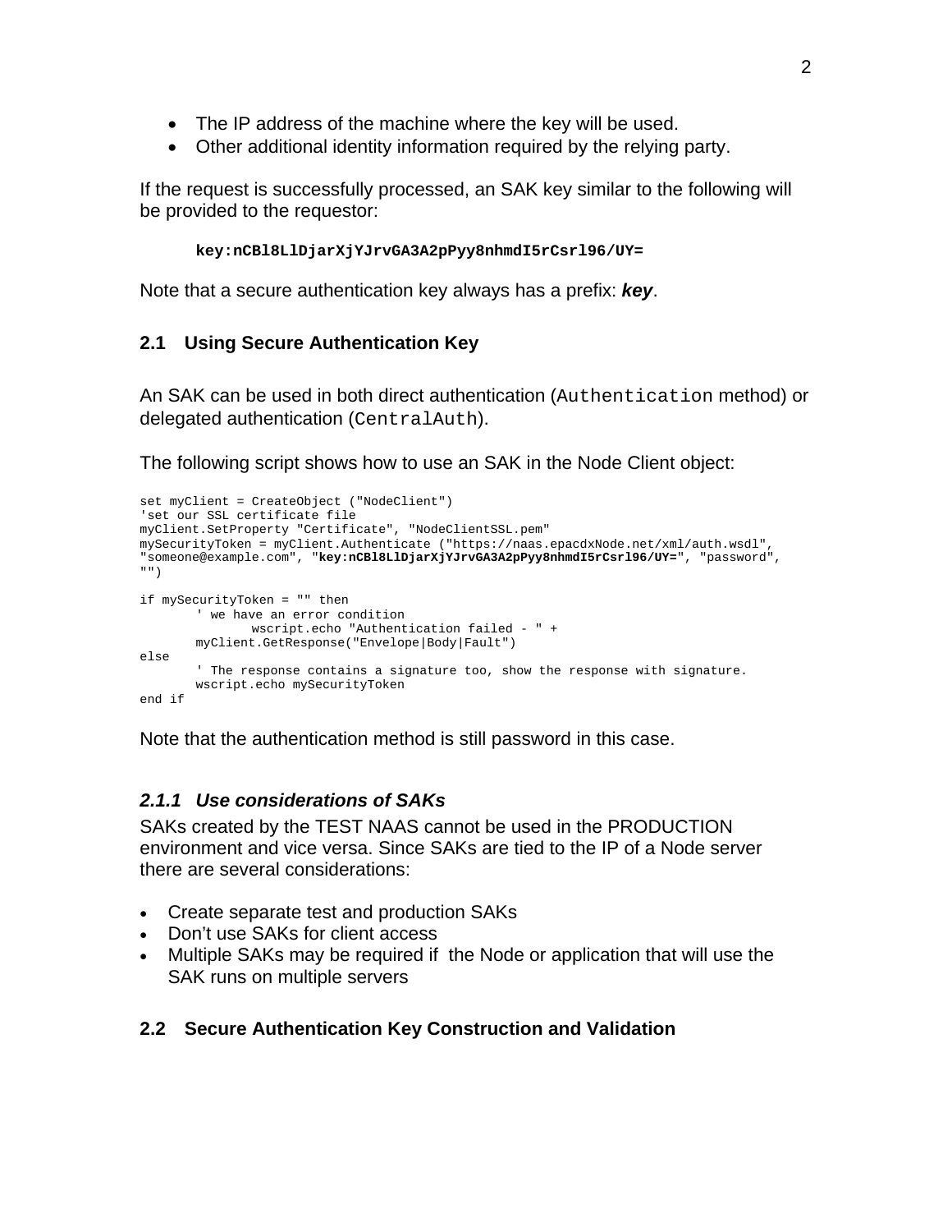- The IP address of the machine where the key will be used.
- Other additional identity information required by the relying party.

If the request is successfully processed, an SAK key similar to the following will be provided to the requestor:

**key:nCBl8LlDjarXjYJrvGA3A2pPyy8nhmdI5rCsrl96/UY=**

Note that a secure authentication key always has a prefix: ***key***.

## 2.1 Using Secure Authentication Key

An SAK can be used in both direct authentication (`Authentication` method) or delegated authentication (`CentralAuth`).

The following script shows how to use an SAK in the Node Client object:

```
set myClient = CreateObject ("NodeClient")
'set our SSL certificate file
myClient.SetProperty "Certificate", "NodeClientSSL.pem"
mySecurityToken = myClient.Authenticate ("https://naas.epacdxNode.net/xml/auth.wsdl",
"someone@example.com", "key:nCBl8LlDjarXjYJrvGA3A2pPyy8nhmdI5rCsrl96/UY=", "password",
"")

if mySecurityToken = "" then
	' we have an error condition
		wscript.echo "Authentication failed - " +
	myClient.GetResponse("Envelope|Body|Fault")
else
	' The response contains a signature too, show the response with signature.
	wscript.echo mySecurityToken
end if
```

Note that the authentication method is still password in this case.

### *2.1.1 Use considerations of SAKs*

SAKs created by the TEST NAAS cannot be used in the PRODUCTION environment and vice versa. Since SAKs are tied to the IP of a Node server there are several considerations:

- Create separate test and production SAKs
- Don't use SAKs for client access
- Multiple SAKs may be required if the Node or application that will use the SAK runs on multiple servers

## 2.2 Secure Authentication Key Construction and Validation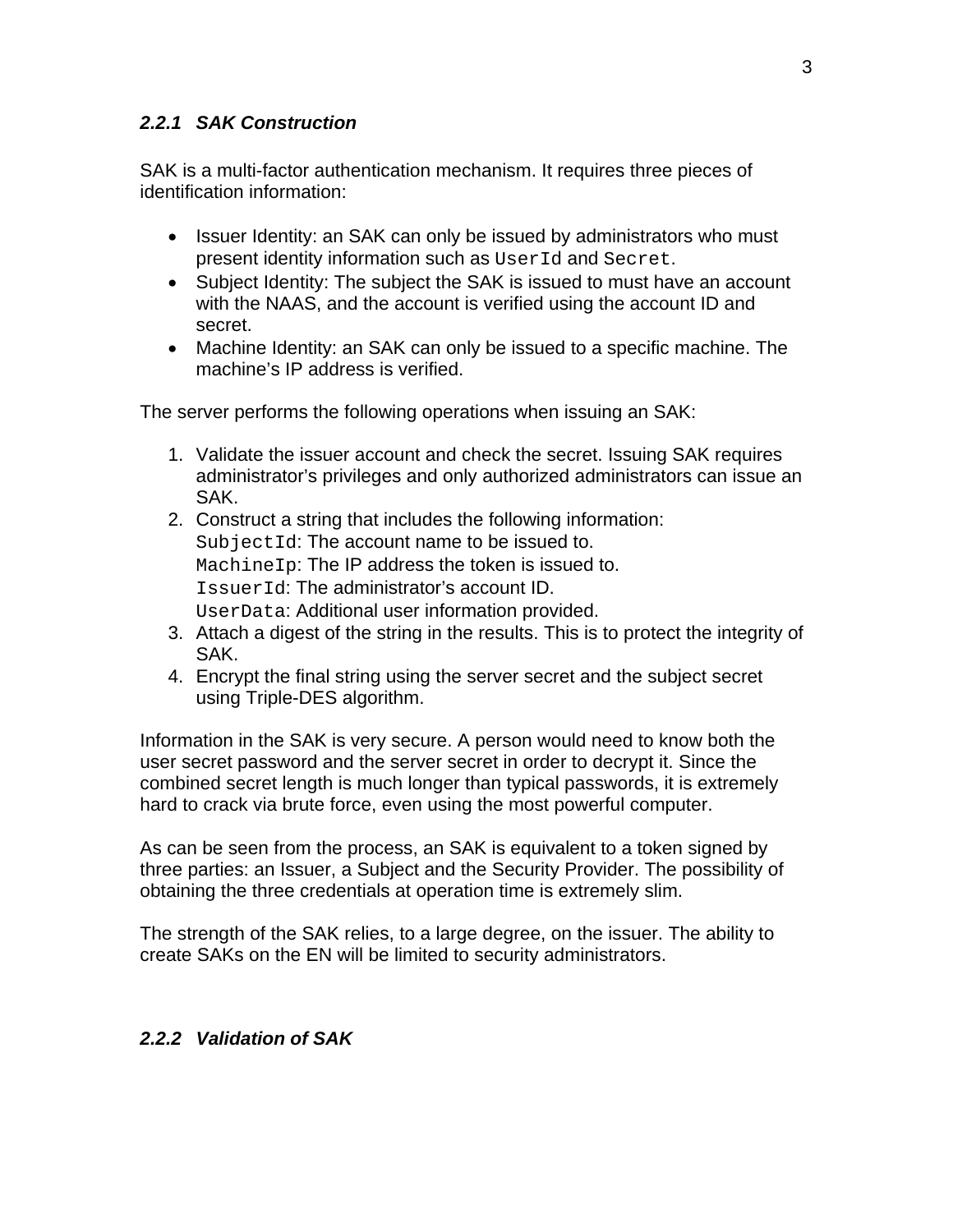### *2.2.1 SAK Construction*

SAK is a multi-factor authentication mechanism. It requires three pieces of identification information:

- Issuer Identity: an SAK can only be issued by administrators who must present identity information such as `UserId` and `Secret`.
- Subject Identity: The subject the SAK is issued to must have an account with the NAAS, and the account is verified using the account ID and secret.
- Machine Identity: an SAK can only be issued to a specific machine. The machine's IP address is verified.

The server performs the following operations when issuing an SAK:

1. Validate the issuer account and check the secret. Issuing SAK requires administrator's privileges and only authorized administrators can issue an SAK.
2. Construct a string that includes the following information:
   `SubjectId`: The account name to be issued to.
   `MachineIp`: The IP address the token is issued to.
   `IssuerId`: The administrator's account ID.
   `UserData`: Additional user information provided.
3. Attach a digest of the string in the results. This is to protect the integrity of SAK.
4. Encrypt the final string using the server secret and the subject secret using Triple-DES algorithm.

Information in the SAK is very secure. A person would need to know both the user secret password and the server secret in order to decrypt it. Since the combined secret length is much longer than typical passwords, it is extremely hard to crack via brute force, even using the most powerful computer.

As can be seen from the process, an SAK is equivalent to a token signed by three parties: an Issuer, a Subject and the Security Provider. The possibility of obtaining the three credentials at operation time is extremely slim.

The strength of the SAK relies, to a large degree, on the issuer. The ability to create SAKs on the EN will be limited to security administrators.

### *2.2.2 Validation of SAK*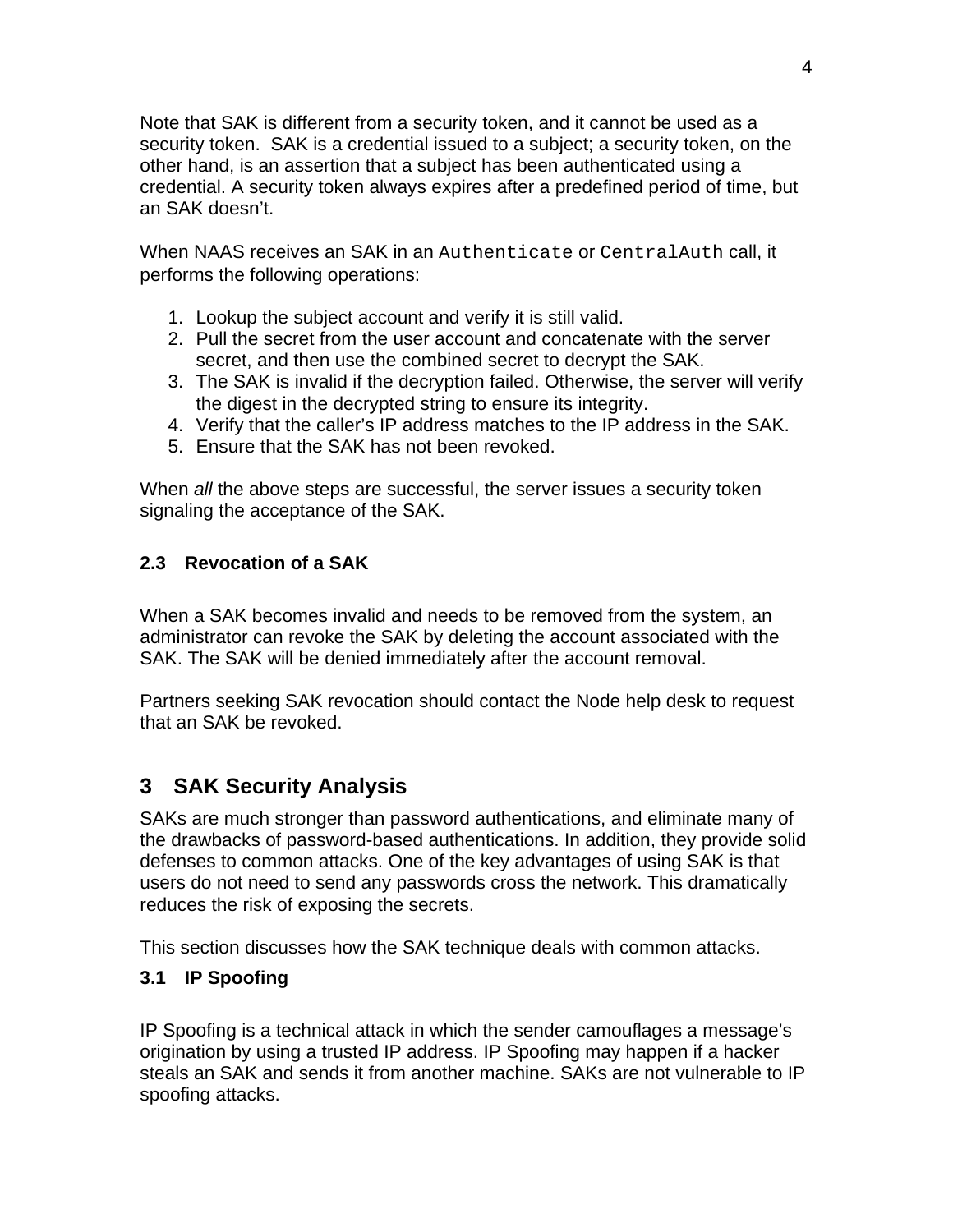Note that SAK is different from a security token, and it cannot be used as a security token.  SAK is a credential issued to a subject; a security token, on the other hand, is an assertion that a subject has been authenticated using a credential. A security token always expires after a predefined period of time, but an SAK doesn't.

When NAAS receives an SAK in an `Authenticate` or `CentralAuth` call, it performs the following operations:

1. Lookup the subject account and verify it is still valid.
2. Pull the secret from the user account and concatenate with the server secret, and then use the combined secret to decrypt the SAK.
3. The SAK is invalid if the decryption failed. Otherwise, the server will verify the digest in the decrypted string to ensure its integrity.
4. Verify that the caller's IP address matches to the IP address in the SAK.
5. Ensure that the SAK has not been revoked.

When *all* the above steps are successful, the server issues a security token signaling the acceptance of the SAK.

### 2.3 Revocation of a SAK

When a SAK becomes invalid and needs to be removed from the system, an administrator can revoke the SAK by deleting the account associated with the SAK. The SAK will be denied immediately after the account removal.

Partners seeking SAK revocation should contact the Node help desk to request that an SAK be revoked.

## 3 SAK Security Analysis

SAKs are much stronger than password authentications, and eliminate many of the drawbacks of password-based authentications. In addition, they provide solid defenses to common attacks. One of the key advantages of using SAK is that users do not need to send any passwords cross the network. This dramatically reduces the risk of exposing the secrets.

This section discusses how the SAK technique deals with common attacks.

### 3.1 IP Spoofing

IP Spoofing is a technical attack in which the sender camouflages a message's origination by using a trusted IP address. IP Spoofing may happen if a hacker steals an SAK and sends it from another machine. SAKs are not vulnerable to IP spoofing attacks.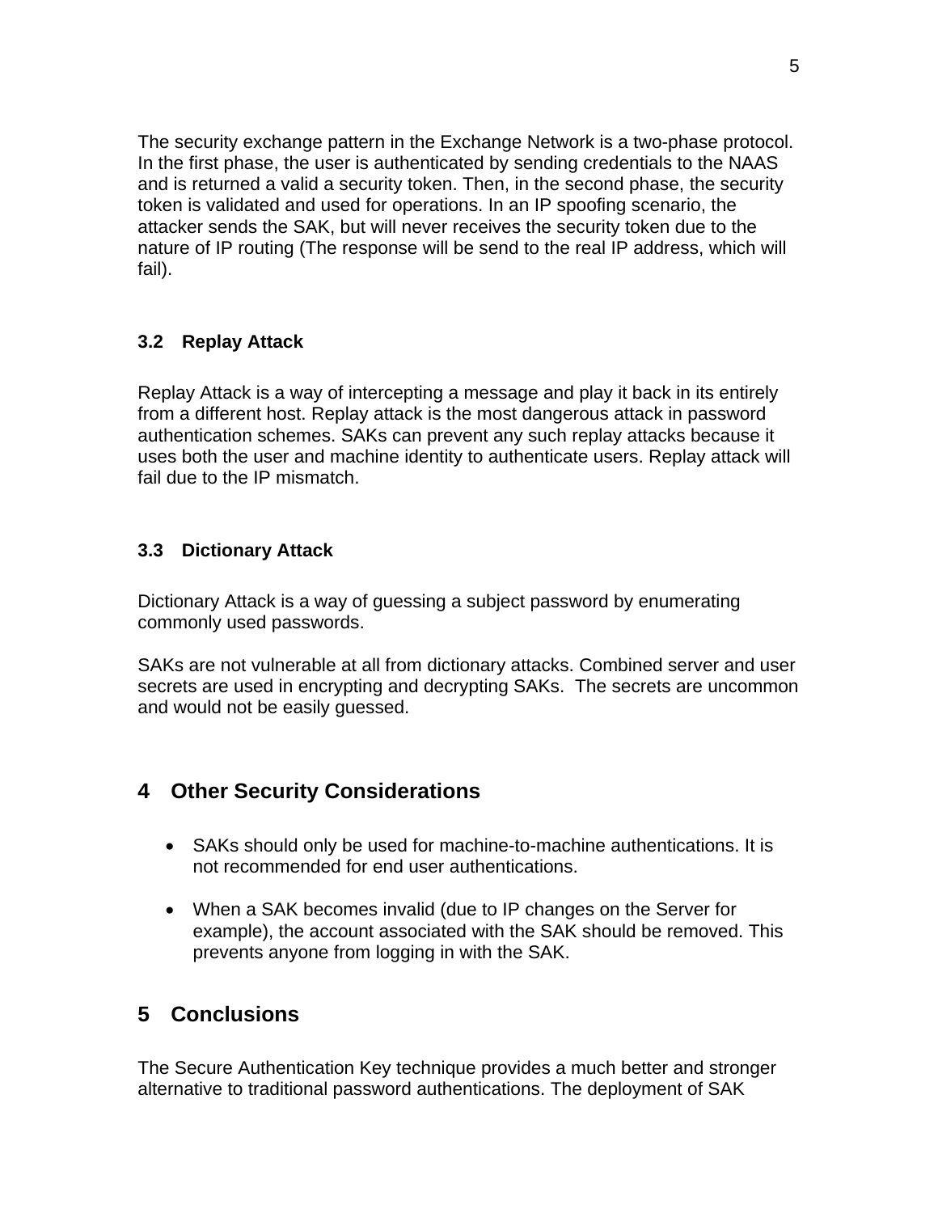The security exchange pattern in the Exchange Network is a two-phase protocol. In the first phase, the user is authenticated by sending credentials to the NAAS and is returned a valid a security token. Then, in the second phase, the security token is validated and used for operations. In an IP spoofing scenario, the attacker sends the SAK, but will never receives the security token due to the nature of IP routing (The response will be send to the real IP address, which will fail).

### 3.2 Replay Attack

Replay Attack is a way of intercepting a message and play it back in its entirely from a different host. Replay attack is the most dangerous attack in password authentication schemes. SAKs can prevent any such replay attacks because it uses both the user and machine identity to authenticate users. Replay attack will fail due to the IP mismatch.

### 3.3 Dictionary Attack

Dictionary Attack is a way of guessing a subject password by enumerating commonly used passwords.

SAKs are not vulnerable at all from dictionary attacks. Combined server and user secrets are used in encrypting and decrypting SAKs. The secrets are uncommon and would not be easily guessed.

## 4 Other Security Considerations

- SAKs should only be used for machine-to-machine authentications. It is not recommended for end user authentications.
- When a SAK becomes invalid (due to IP changes on the Server for example), the account associated with the SAK should be removed. This prevents anyone from logging in with the SAK.

## 5 Conclusions

The Secure Authentication Key technique provides a much better and stronger alternative to traditional password authentications. The deployment of SAK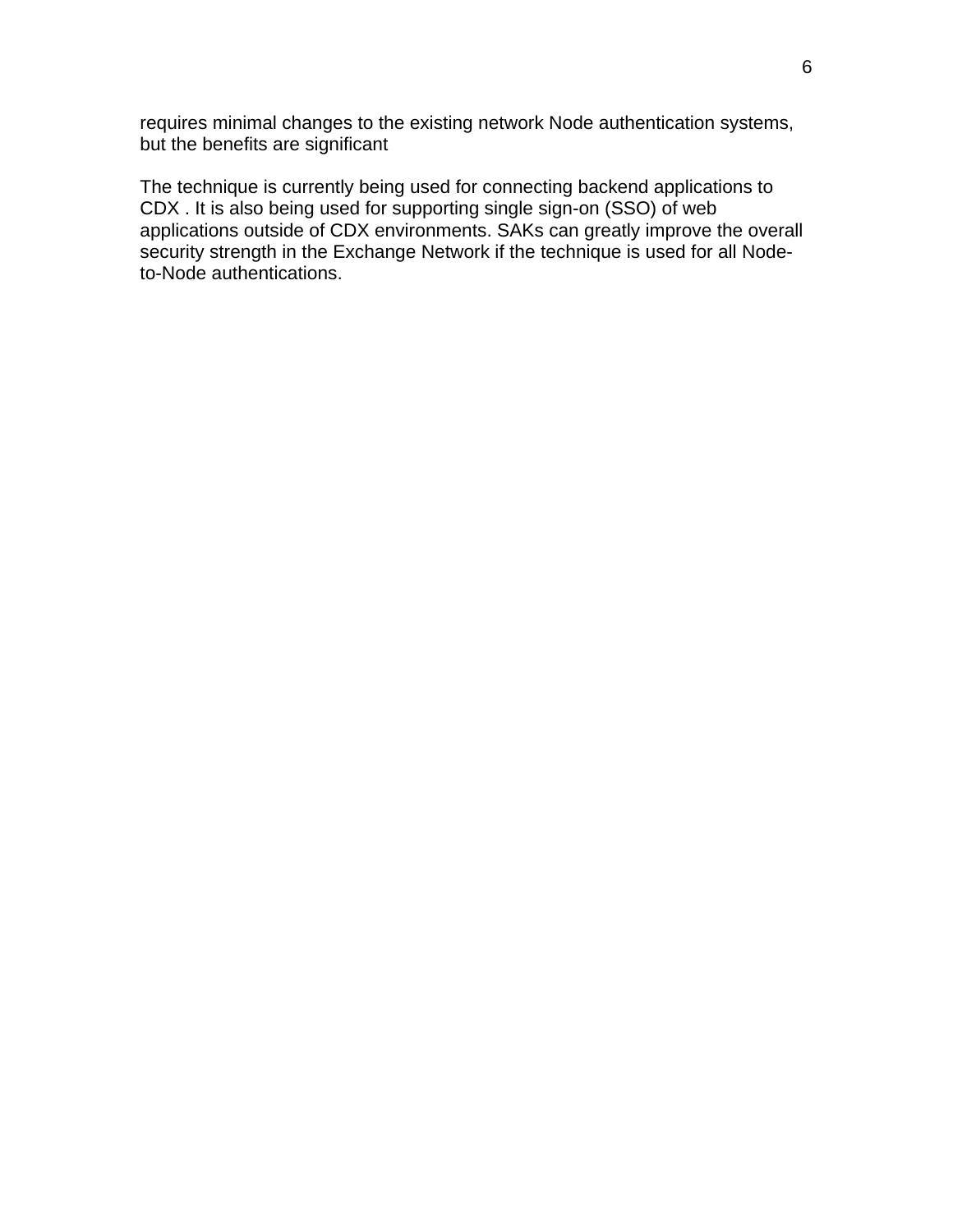requires minimal changes to the existing network Node authentication systems, but the benefits are significant

The technique is currently being used for connecting backend applications to CDX . It is also being used for supporting single sign-on (SSO) of web applications outside of CDX environments. SAKs can greatly improve the overall security strength in the Exchange Network if the technique is used for all Node-to-Node authentications.